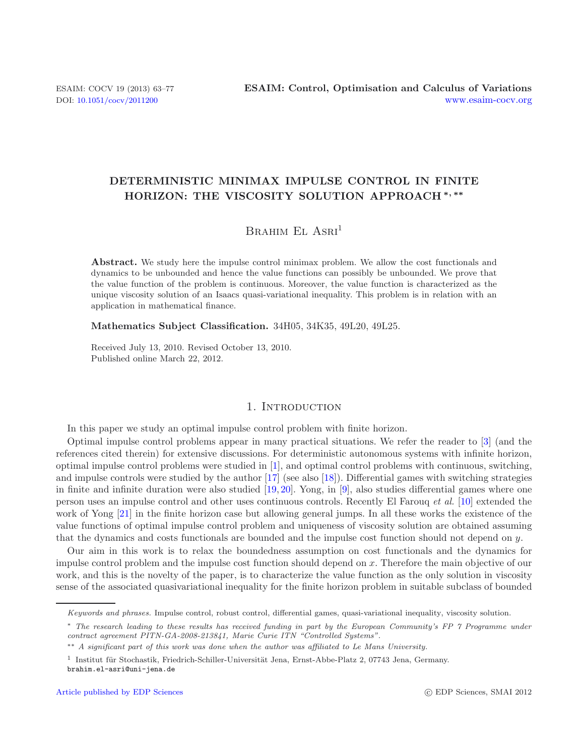# DETERMINISTIC MINIMAX IMPULSE CONTROL IN FINITE HORIZON: THE VISCOSITY SOLUTION APPROACH *, **

Brahim El Asri[1]

**Abstract.** We study here the impulse control minimax problem. We allow the cost functionals and dynamics to be unbounded and hence the value functions can possibly be unbounded. We prove that the value function of the problem is continuous. Moreover, the value function is characterized as the unique viscosity solution of an Isaacs quasi-variational inequality. This problem is in relation with an application in mathematical finance.

**Mathematics Subject Classification.** 34H05, 34K35, 49L20, 49L25.

Received July 13, 2010. Revised October 13, 2010.
Published online March 22, 2012.

## 1. Introduction

In this paper we study an optimal impulse control problem with finite horizon.

Optimal impulse control problems appear in many practical situations. We refer the reader to [3] (and the references cited therein) for extensive discussions. For deterministic autonomous systems with infinite horizon, optimal impulse control problems were studied in [1], and optimal control problems with continuous, switching, and impulse controls were studied by the author [17] (see also [18]). Differential games with switching strategies in finite and infinite duration were also studied [19, 20]. Yong, in [9], also studies differential games where one person uses an impulse control and other uses continuous controls. Recently El Farouq *et al.* [10] extended the work of Yong [21] in the finite horizon case but allowing general jumps. In all these works the existence of the value functions of optimal impulse control problem and uniqueness of viscosity solution are obtained assuming that the dynamics and costs functionals are bounded and the impulse cost function should not depend on $y$.

Our aim in this work is to relax the boundedness assumption on cost functionals and the dynamics for impulse control problem and the impulse cost function should depend on $x$. Therefore the main objective of our work, and this is the novelty of the paper, is to characterize the value function as the only solution in viscosity sense of the associated quasivariational inequality for the finite horizon problem in suitable subclass of bounded

---

*Keywords and phrases.* Impulse control, robust control, differential games, quasi-variational inequality, viscosity solution.

\* *The research leading to these results has received funding in part by the European Community's FP 7 Programme under contract agreement PITN-GA-2008-213841, Marie Curie ITN "Controlled Systems".*

\*\* *A significant part of this work was done when the author was affiliated to Le Mans University.*

[1] Institut für Stochastik, Friedrich-Schiller-Universität Jena, Ernst-Abbe-Platz 2, 07743 Jena, Germany.
brahim.el-asri@uni-jena.de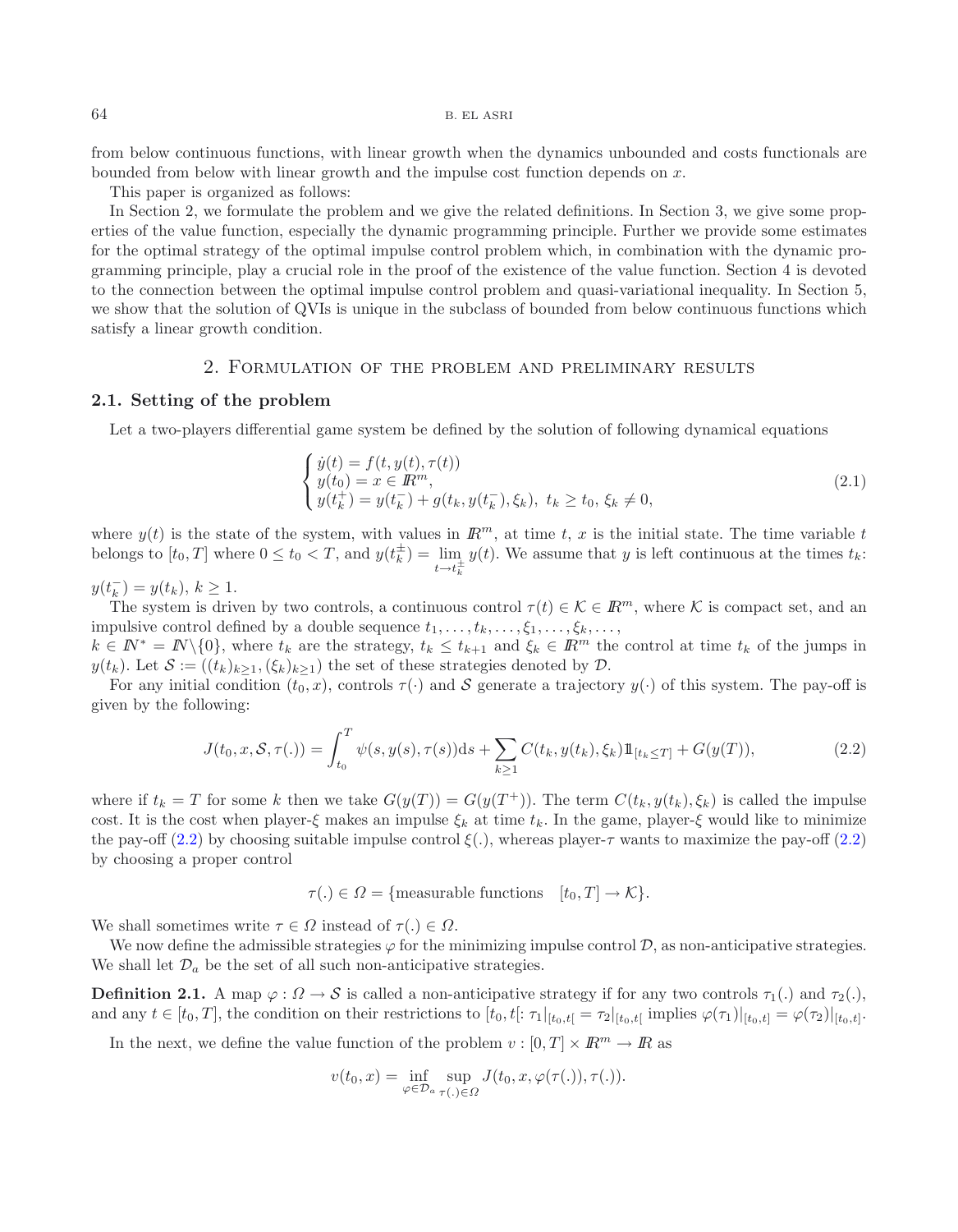from below continuous functions, with linear growth when the dynamics unbounded and costs functionals are bounded from below with linear growth and the impulse cost function depends on $x$.

This paper is organized as follows:

In Section 2, we formulate the problem and we give the related definitions. In Section 3, we give some properties of the value function, especially the dynamic programming principle. Further we provide some estimates for the optimal strategy of the optimal impulse control problem which, in combination with the dynamic programming principle, play a crucial role in the proof of the existence of the value function. Section 4 is devoted to the connection between the optimal impulse control problem and quasi-variational inequality. In Section 5, we show that the solution of QVIs is unique in the subclass of bounded from below continuous functions which satisfy a linear growth condition.

## 2. Formulation of the problem and preliminary results

### 2.1. Setting of the problem

Let a two-players differential game system be defined by the solution of following dynamical equations

$$
\begin{cases}
\dot{y}(t) = f(t, y(t), \tau(t)) \\
y(t_0) = x \in \mathbb{R}^m, \\
y(t_k^+) = y(t_k^-) + g(t_k, y(t_k^-), \xi_k), \ t_k \geq t_0, \ \xi_k \neq 0,
\end{cases}
\tag{2.1}
$$

where $y(t)$ is the state of the system, with values in $\mathbb{R}^m$, at time $t$, $x$ is the initial state. The time variable $t$ belongs to $[t_0, T]$ where $0 \leq t_0 < T$, and $y(t_k^{\pm}) = \lim_{t \to t_k^{\pm}} y(t)$. We assume that $y$ is left continuous at the times $t_k$: $y(t_k^-) = y(t_k)$, $k \geq 1$.

The system is driven by two controls, a continuous control $\tau(t) \in \mathcal{K} \in \mathbb{R}^m$, where $\mathcal{K}$ is compact set, and an impulsive control defined by a double sequence $t_1, \ldots, t_k, \ldots, \xi_1, \ldots, \xi_k, \ldots,$ $k \in \mathbb{N}^* = \mathbb{N}\backslash\{0\}$, where $t_k$ are the strategy, $t_k \leq t_{k+1}$ and $\xi_k \in \mathbb{R}^m$ the control at time $t_k$ of the jumps in $y(t_k)$. Let $\mathcal{S} := ((t_k)_{k\geq 1}, (\xi_k)_{k \geq 1})$ the set of these strategies denoted by $\mathcal{D}$.

For any initial condition $(t_0, x)$, controls $\tau(\cdot)$ and $\mathcal{S}$ generate a trajectory $y(\cdot)$ of this system. The pay-off is given by the following:

$$
J(t_0, x, \mathcal{S}, \tau(.)) = \int_{t_0}^{T} \psi(s, y(s), \tau(s)) \mathrm{d}s + \sum_{k \geq 1} C(t_k, y(t_k), \xi_k) 1\!\!1_{[t_k \leq T]} + G(y(T)),
\tag{2.2}
$$

where if $t_k = T$ for some $k$ then we take $G(y(T)) = G(y(T^+))$. The term $C(t_k, y(t_k), \xi_k)$ is called the impulse cost. It is the cost when player-$\xi$ makes an impulse $\xi_k$ at time $t_k$. In the game, player-$\xi$ would like to minimize the pay-off (2.2) by choosing suitable impulse control $\xi(.)$, whereas player-$\tau$ wants to maximize the pay-off (2.2) by choosing a proper control

$$
\tau(.) \in \Omega = \{\text{measurable functions} \quad [t_0, T] \to \mathcal{K}\}.
$$

We shall sometimes write $\tau \in \Omega$ instead of $\tau(.) \in \Omega$.

We now define the admissible strategies $\varphi$ for the minimizing impulse control $\mathcal{D}$, as non-anticipative strategies. We shall let $\mathcal{D}_a$ be the set of all such non-anticipative strategies.

**Definition 2.1.** A map $\varphi : \Omega \to \mathcal{S}$ is called a non-anticipative strategy if for any two controls $\tau_1(.)$ and $\tau_2(.)$, and any $t \in [t_0, T]$, the condition on their restrictions to $[t_0, t[$: $\tau_1|_{[t_0,t[} = \tau_2|_{[t_0,t[}$ implies $\varphi(\tau_1)|_{[t_0,t]} = \varphi(\tau_2)|_{[t_0,t]}$.

In the next, we define the value function of the problem $v : [0, T] \times \mathbb{R}^m \to \mathbb{R}$ as

$$
v(t_0, x) = \inf_{\varphi \in \mathcal{D}_a} \sup_{\tau(.) \in \Omega} J(t_0, x, \varphi(\tau(.)), \tau(.)).
$$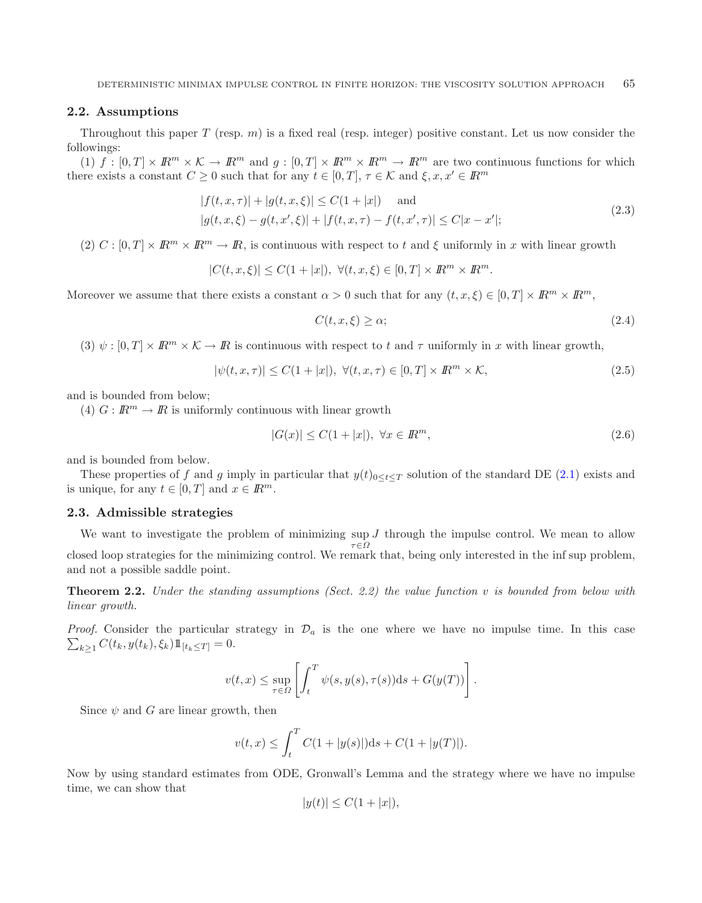## 2.2. Assumptions

Throughout this paper $T$ (resp. $m$) is a fixed real (resp. integer) positive constant. Let us now consider the followings:

(1) $f : [0,T] \times I\!R^m \times \mathcal{K} \to I\!R^m$ and $g : [0,T] \times I\!R^m \times I\!R^m \to I\!R^m$ are two continuous functions for which there exists a constant $C \geq 0$ such that for any $t \in [0,T]$, $\tau \in \mathcal{K}$ and $\xi, x, x' \in I\!R^m$

$$
\begin{aligned}
&|f(t,x,\tau)| + |g(t,x,\xi)| \leq C(1+|x|) \quad \text{ and} \\
&|g(t,x,\xi) - g(t,x',\xi)| + |f(t,x,\tau) - f(t,x',\tau)| \leq C|x - x'|;
\end{aligned}
\tag{2.3}
$$

(2) $C : [0,T] \times I\!R^m \times I\!R^m \to I\!R$, is continuous with respect to $t$ and $\xi$ uniformly in $x$ with linear growth

$$
|C(t,x,\xi)| \leq C(1+|x|), \ \forall (t,x,\xi) \in [0,T] \times I\!R^m \times I\!R^m.
$$

Moreover we assume that there exists a constant $\alpha > 0$ such that for any $(t,x,\xi) \in [0,T] \times I\!R^m \times I\!R^m$,

$$
C(t,x,\xi) \geq \alpha; \tag{2.4}
$$

(3) $\psi : [0,T] \times I\!R^m \times \mathcal{K} \to I\!R$ is continuous with respect to $t$ and $\tau$ uniformly in $x$ with linear growth,

$$
|\psi(t,x,\tau)| \leq C(1+|x|), \ \forall (t,x,\tau) \in [0,T] \times I\!R^m \times \mathcal{K}, \tag{2.5}
$$

and is bounded from below;

(4) $G : I\!R^m \to I\!R$ is uniformly continuous with linear growth

$$
|G(x)| \leq C(1+|x|), \ \forall x \in I\!R^m, \tag{2.6}
$$

and is bounded from below.

These properties of $f$ and $g$ imply in particular that $y(t)_{0 \leq t \leq T}$ solution of the standard DE (2.1) exists and is unique, for any $t \in [0,T]$ and $x \in I\!R^m$.

## 2.3. Admissible strategies

We want to investigate the problem of minimizing $\sup_{\tau \in \Omega} J$ through the impulse control. We mean to allow closed loop strategies for the minimizing control. We remark that, being only interested in the inf sup problem, and not a possible saddle point.

**Theorem 2.2.** *Under the standing assumptions (Sect. 2.2) the value function $v$ is bounded from below with linear growth.*

*Proof.* Consider the particular strategy in $\mathcal{D}_a$ is the one where we have no impulse time. In this case $\sum_{k \geq 1} C(t_k, y(t_k), \xi_k) 1\!\!1_{[t_k \leq T]} = 0$.

$$
v(t,x) \leq \sup_{\tau \in \Omega} \left[ \int_t^T \psi(s, y(s), \tau(s)) \mathrm{d}s + G(y(T)) \right].
$$

Since $\psi$ and $G$ are linear growth, then

$$
v(t,x) \leq \int_t^T C(1 + |y(s)|) \mathrm{d}s + C(1 + |y(T)|).
$$

Now by using standard estimates from ODE, Gronwall's Lemma and the strategy where we have no impulse time, we can show that

$$
|y(t)| \leq C(1 + |x|),
$$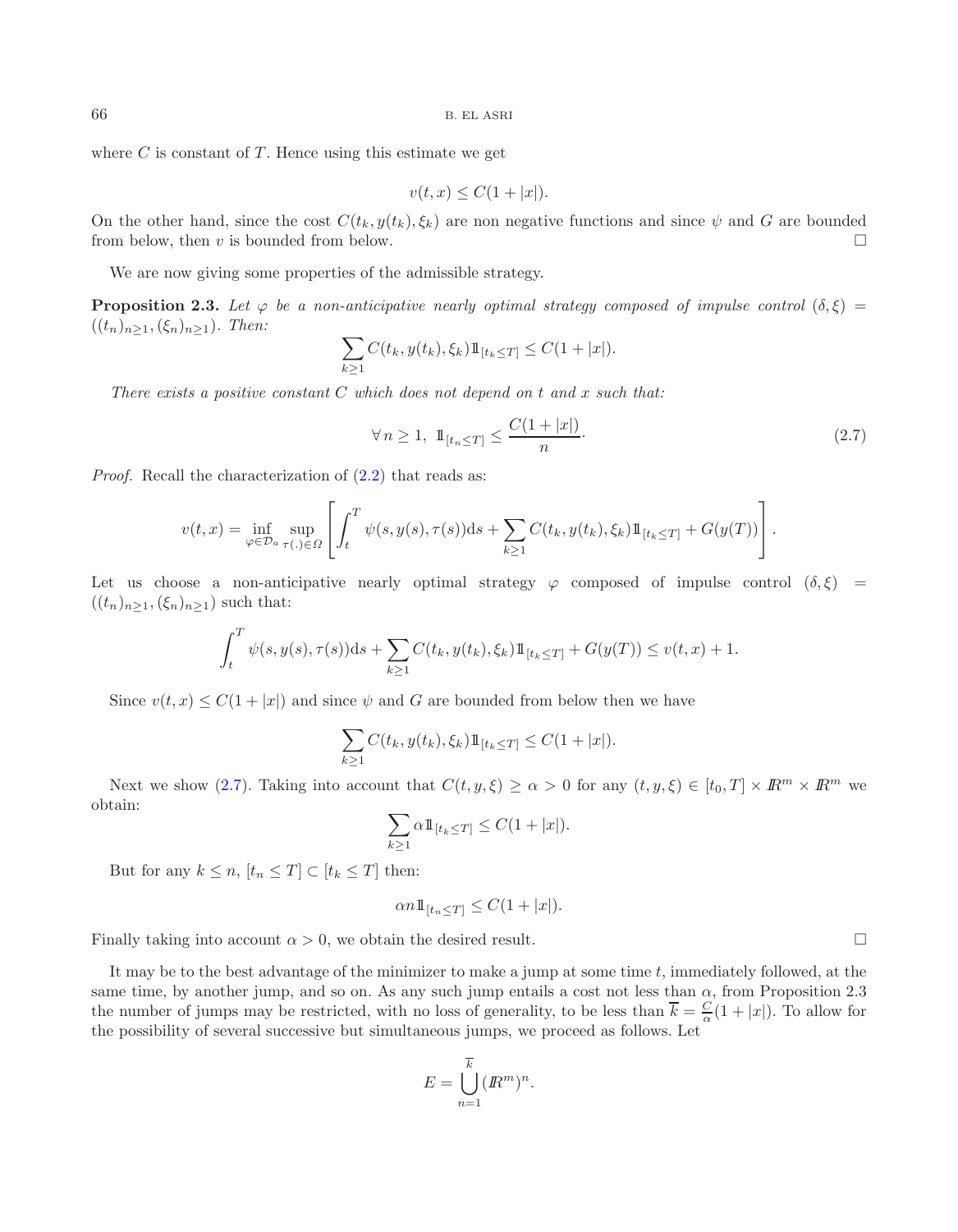where $C$ is constant of $T$. Hence using this estimate we get

$$v(t,x) \leq C(1+|x|).$$

On the other hand, since the cost $C(t_k, y(t_k), \xi_k)$ are non negative functions and since $\psi$ and $G$ are bounded from below, then $v$ is bounded from below. $\square$

We are now giving some properties of the admissible strategy.

**Proposition 2.3.** *Let $\varphi$ be a non-anticipative nearly optimal strategy composed of impulse control $(\delta,\xi) = ((t_n)_{n\geq 1}, (\xi_n)_{n\geq 1})$. Then:*

$$\sum_{k\geq 1} C(t_k, y(t_k), \xi_k) 1\!\!1_{[t_k \leq T]} \leq C(1+|x|).$$

*There exists a positive constant $C$ which does not depend on $t$ and $x$ such that:*

$$\forall\, n \geq 1,\ 1\!\!1_{[t_n \leq T]} \leq \frac{C(1+|x|)}{n}. \tag{2.7}$$

*Proof.* Recall the characterization of (2.2) that reads as:

$$v(t,x) = \inf_{\varphi \in \mathcal{D}_a} \sup_{\tau(.) \in \Omega} \left[ \int_t^T \psi(s, y(s), \tau(s)) \mathrm{d}s + \sum_{k\geq 1} C(t_k, y(t_k), \xi_k) 1\!\!1_{[t_k \leq T]} + G(y(T)) \right].$$

Let us choose a non-anticipative nearly optimal strategy $\varphi$ composed of impulse control $(\delta,\xi) = ((t_n)_{n\geq 1}, (\xi_n)_{n\geq 1})$ such that:

$$\int_t^T \psi(s, y(s), \tau(s)) \mathrm{d}s + \sum_{k\geq 1} C(t_k, y(t_k), \xi_k) 1\!\!1_{[t_k \leq T]} + G(y(T)) \leq v(t,x) + 1.$$

Since $v(t,x) \leq C(1+|x|)$ and since $\psi$ and $G$ are bounded from below then we have

$$\sum_{k\geq 1} C(t_k, y(t_k), \xi_k) 1\!\!1_{[t_k \leq T]} \leq C(1+|x|).$$

Next we show (2.7). Taking into account that $C(t,y,\xi) \geq \alpha > 0$ for any $(t,y,\xi) \in [t_0, T] \times I\!\!R^m \times I\!\!R^m$ we obtain:

$$\sum_{k\geq 1} \alpha 1\!\!1_{[t_k \leq T]} \leq C(1+|x|).$$

But for any $k \leq n$, $[t_n \leq T] \subset [t_k \leq T]$ then:

$$\alpha n 1\!\!1_{[t_n \leq T]} \leq C(1+|x|).$$

Finally taking into account $\alpha > 0$, we obtain the desired result. $\square$

It may be to the best advantage of the minimizer to make a jump at some time $t$, immediately followed, at the same time, by another jump, and so on. As any such jump entails a cost not less than $\alpha$, from Proposition 2.3 the number of jumps may be restricted, with no loss of generality, to be less than $\overline{k} = \frac{C}{\alpha}(1+|x|)$. To allow for the possibility of several successive but simultaneous jumps, we proceed as follows. Let

$$E = \bigcup_{n=1}^{\overline{k}} (I\!\!R^m)^n.$$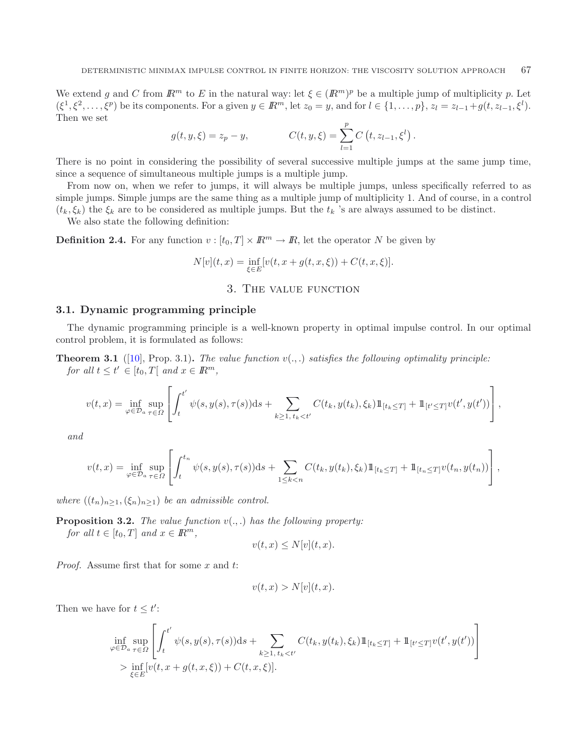We extend $g$ and $C$ from $\mathbb{R}^m$ to $E$ in the natural way: let $\xi \in (\mathbb{R}^m)^p$ be a multiple jump of multiplicity $p$. Let $(\xi^1, \xi^2, \ldots, \xi^p)$ be its components. For a given $y \in \mathbb{R}^m$, let $z_0 = y$, and for $l \in \{1, \ldots, p\}$, $z_l = z_{l-1} + g(t, z_{l-1}, \xi^l)$. Then we set

$$g(t, y, \xi) = z_p - y, \qquad C(t, y, \xi) = \sum_{l=1}^{p} C\left(t, z_{l-1}, \xi^l\right).$$

There is no point in considering the possibility of several successive multiple jumps at the same jump time, since a sequence of simultaneous multiple jumps is a multiple jump.

From now on, when we refer to jumps, it will always be multiple jumps, unless specifically referred to as simple jumps. Simple jumps are the same thing as a multiple jump of multiplicity 1. And of course, in a control $(t_k, \xi_k)$ the $\xi_k$ are to be considered as multiple jumps. But the $t_k$ 's are always assumed to be distinct.

We also state the following definition:

**Definition 2.4.** For any function $v : [t_0, T] \times \mathbb{R}^m \to \mathbb{R}$, let the operator $N$ be given by

$$N[v](t, x) = \inf_{\xi \in E} [v(t, x + g(t, x, \xi)) + C(t, x, \xi)].$$

## 3. The value function

### 3.1. Dynamic programming principle

The dynamic programming principle is a well-known property in optimal impulse control. In our optimal control problem, it is formulated as follows:

**Theorem 3.1** ([10], Prop. 3.1)**.** *The value function $v(.,.)$ satisfies the following optimality principle: for all $t \leq t' \in [t_0, T[$ and $x \in \mathbb{R}^m$,*

$$v(t, x) = \inf_{\varphi \in \mathcal{D}_a} \sup_{\tau \in \Omega} \left[ \int_t^{t'} \psi(s, y(s), \tau(s)) \mathrm{d}s + \sum_{k \geq 1,\, t_k < t'} C(t_k, y(t_k), \xi_k) 1\!\!1_{[t_k \leq T]} + 1\!\!1_{[t' \leq T]} v(t', y(t')) \right],$$

*and*

$$v(t, x) = \inf_{\varphi \in \mathcal{D}_a} \sup_{\tau \in \Omega} \left[ \int_t^{t_n} \psi(s, y(s), \tau(s)) \mathrm{d}s + \sum_{1 \leq k < n} C(t_k, y(t_k), \xi_k) 1\!\!1_{[t_k \leq T]} + 1\!\!1_{[t_n \leq T]} v(t_n, y(t_n)) \right],$$

*where $((t_n)_{n \geq 1}, (\xi_n)_{n \geq 1})$ be an admissible control.*

**Proposition 3.2.** *The value function $v(.,.)$ has the following property: for all $t \in [t_0, T]$ and $x \in \mathbb{R}^m$,*

$$v(t, x) \leq N[v](t, x).$$

*Proof.* Assume first that for some $x$ and $t$:

$$v(t, x) > N[v](t, x).$$

Then we have for $t \leq t'$:

$$\begin{aligned}
&\inf_{\varphi \in \mathcal{D}_a} \sup_{\tau \in \Omega} \left[ \int_t^{t'} \psi(s, y(s), \tau(s)) \mathrm{d}s + \sum_{k \geq 1,\, t_k < t'} C(t_k, y(t_k), \xi_k) 1\!\!1_{[t_k \leq T]} + 1\!\!1_{[t' \leq T]} v(t', y(t')) \right] \\
&\quad > \inf_{\xi \in E} [v(t, x + g(t, x, \xi)) + C(t, x, \xi)].
\end{aligned}$$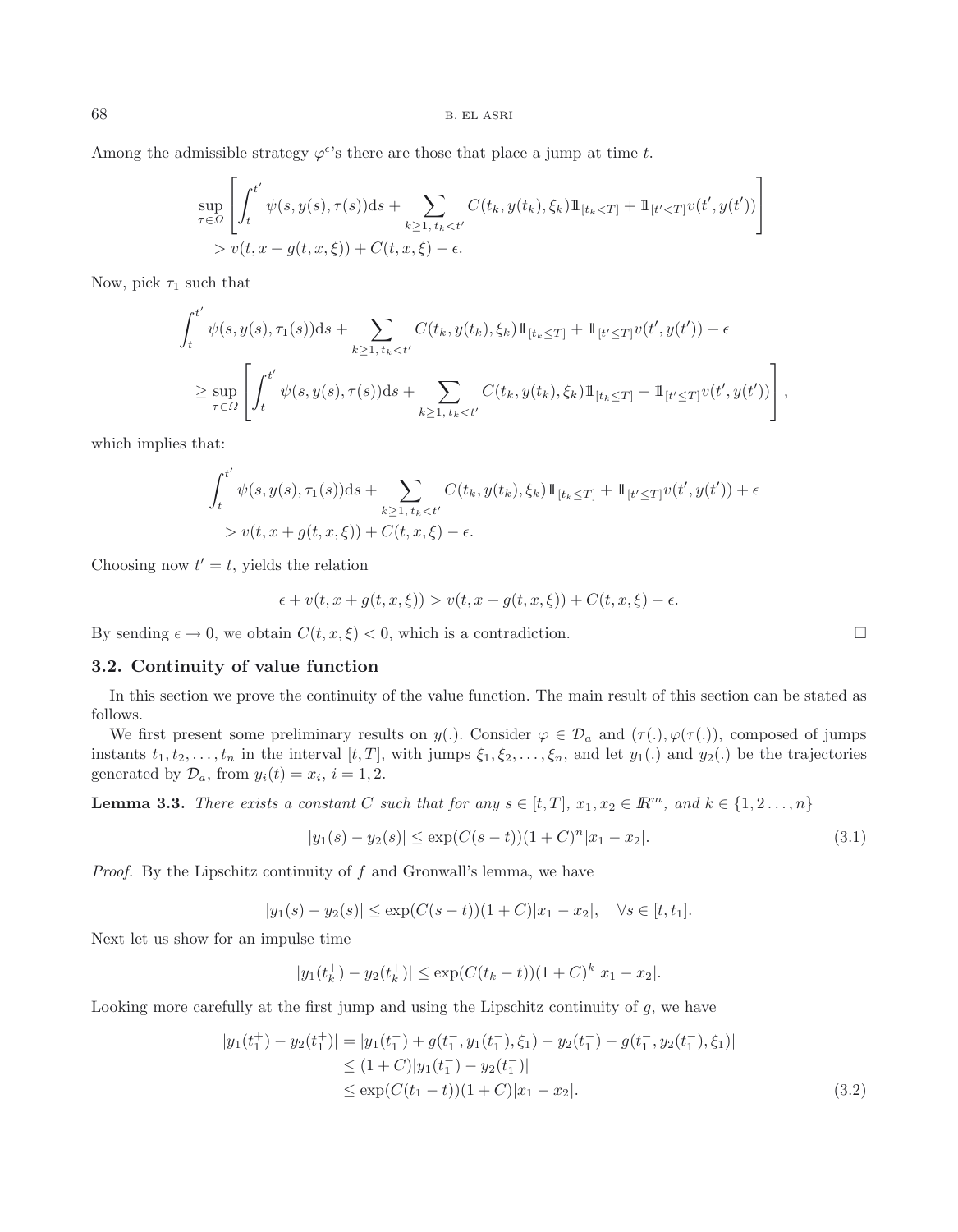Among the admissible strategy $\varphi^\epsilon$'s there are those that place a jump at time $t$.

$$
\sup_{\tau \in \Omega} \left[ \int_t^{t'} \psi(s, y(s), \tau(s)) \mathrm{d}s + \sum_{k \geq 1,\, t_k < t'} C(t_k, y(t_k), \xi_k) 1\!\!1_{[t_k < T]} + 1\!\!1_{[t' < T]} v(t', y(t')) \right]
$$
$$
> v(t, x + g(t, x, \xi)) + C(t, x, \xi) - \epsilon.
$$

Now, pick $\tau_1$ such that

$$
\int_t^{t'} \psi(s, y(s), \tau_1(s)) \mathrm{d}s + \sum_{k \geq 1,\, t_k < t'} C(t_k, y(t_k), \xi_k) 1\!\!1_{[t_k \leq T]} + 1\!\!1_{[t' \leq T]} v(t', y(t')) + \epsilon
$$
$$
\geq \sup_{\tau \in \Omega} \left[ \int_t^{t'} \psi(s, y(s), \tau(s)) \mathrm{d}s + \sum_{k \geq 1,\, t_k < t'} C(t_k, y(t_k), \xi_k) 1\!\!1_{[t_k \leq T]} + 1\!\!1_{[t' \leq T]} v(t', y(t')) \right],
$$

which implies that:

$$
\int_t^{t'} \psi(s, y(s), \tau_1(s)) \mathrm{d}s + \sum_{k \geq 1,\, t_k < t'} C(t_k, y(t_k), \xi_k) 1\!\!1_{[t_k \leq T]} + 1\!\!1_{[t' \leq T]} v(t', y(t')) + \epsilon
$$
$$
> v(t, x + g(t, x, \xi)) + C(t, x, \xi) - \epsilon.
$$

Choosing now $t' = t$, yields the relation

$$
\epsilon + v(t, x + g(t, x, \xi)) > v(t, x + g(t, x, \xi)) + C(t, x, \xi) - \epsilon.
$$

By sending $\epsilon \to 0$, we obtain $C(t, x, \xi) < 0$, which is a contradiction. □

### 3.2. Continuity of value function

In this section we prove the continuity of the value function. The main result of this section can be stated as follows.

We first present some preliminary results on $y(.)$. Consider $\varphi \in \mathcal{D}_a$ and $(\tau(.), \varphi(\tau(.)))$, composed of jumps instants $t_1, t_2, \ldots, t_n$ in the interval $[t, T]$, with jumps $\xi_1, \xi_2, \ldots, \xi_n$, and let $y_1(.)$ and $y_2(.)$ be the trajectories generated by $\mathcal{D}_a$, from $y_i(t) = x_i$, $i = 1, 2$.

**Lemma 3.3.** *There exists a constant $C$ such that for any $s \in [t, T]$, $x_1, x_2 \in I\!\!R^m$, and $k \in \{1, 2 \ldots, n\}$*

$$
|y_1(s) - y_2(s)| \leq \exp(C(s - t))(1 + C)^n |x_1 - x_2|. \tag{3.1}
$$

*Proof.* By the Lipschitz continuity of $f$ and Gronwall's lemma, we have

$$
|y_1(s) - y_2(s)| \leq \exp(C(s - t))(1 + C)|x_1 - x_2|, \quad \forall s \in [t, t_1].
$$

Next let us show for an impulse time

$$
|y_1(t_k^+) - y_2(t_k^+)| \leq \exp(C(t_k - t))(1 + C)^k |x_1 - x_2|.
$$

Looking more carefully at the first jump and using the Lipschitz continuity of $g$, we have

$$
\begin{aligned}
|y_1(t_1^+) - y_2(t_1^+)| &= |y_1(t_1^-) + g(t_1^-, y_1(t_1^-), \xi_1) - y_2(t_1^-) - g(t_1^-, y_2(t_1^-), \xi_1)| \\
&\leq (1 + C)|y_1(t_1^-) - y_2(t_1^-)| \\
&\leq \exp(C(t_1 - t))(1 + C)|x_1 - x_2|.
\end{aligned} \tag{3.2}
$$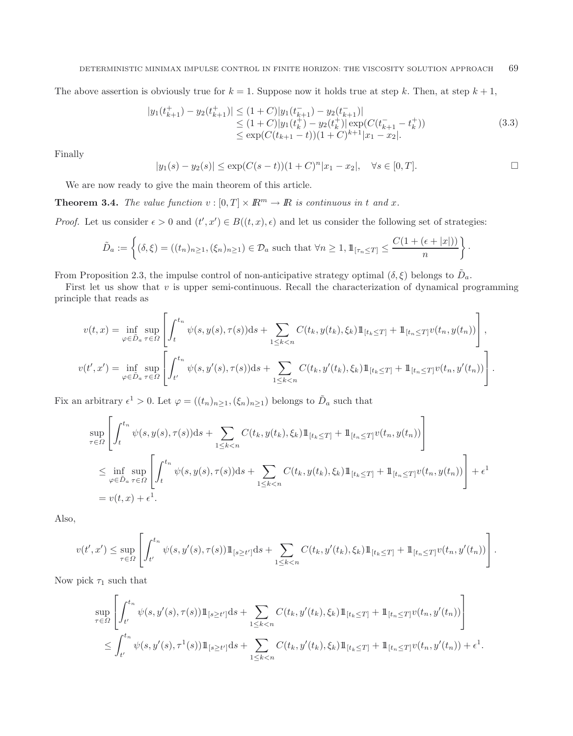The above assertion is obviously true for $k = 1$. Suppose now it holds true at step $k$. Then, at step $k+1$,

$$
\begin{aligned}
|y_1(t_{k+1}^+) - y_2(t_{k+1}^+)| &\le (1+C)|y_1(t_{k+1}^-) - y_2(t_{k+1}^-)| \\
&\le (1+C)|y_1(t_k^+) - y_2(t_k^+)| \exp(C(t_{k+1}^- - t_k^+)) \\
&\le \exp(C(t_{k+1} - t))(1+C)^{k+1}|x_1 - x_2|.
\end{aligned} \tag{3.3}
$$

Finally

$$
|y_1(s) - y_2(s)| \le \exp(C(s-t))(1+C)^n |x_1 - x_2|, \quad \forall s \in [0,T]. \qquad \square
$$

We are now ready to give the main theorem of this article.

**Theorem 3.4.** *The value function $v : [0,T] \times \mathbb{R}^m \to \mathbb{R}$ is continuous in $t$ and $x$.*

*Proof.* Let us consider $\epsilon > 0$ and $(t', x') \in B((t,x), \epsilon)$ and let us consider the following set of strategies:

$$
\tilde{D}_a := \left\{ (\delta, \xi) = ((t_n)_{n\ge 1}, (\xi_n)_{n \ge 1}) \in \mathcal{D}_a \text{ such that } \forall n \ge 1, \mathbb{1}_{[\tau_n \le T]} \le \frac{C(1 + (\epsilon + |x|))}{n} \right\}.
$$

From Proposition 2.3, the impulse control of non-anticipative strategy optimal $(\delta, \xi)$ belongs to $\tilde{D}_a$.

First let us show that $v$ is upper semi-continuous. Recall the characterization of dynamical programming principle that reads as

$$
v(t,x) = \inf_{\varphi \in \tilde{D}_a} \sup_{\tau \in \Omega} \left[ \int_t^{t_n} \psi(s, y(s), \tau(s)) \mathrm{d}s + \sum_{1 \le k < n} C(t_k, y(t_k), \xi_k) \mathbb{1}_{[t_k \le T]} + \mathbb{1}_{[t_n \le T]} v(t_n, y(t_n)) \right],
$$

$$
v(t',x') = \inf_{\varphi \in \tilde{D}_a} \sup_{\tau \in \Omega} \left[ \int_{t'}^{t_n} \psi(s, y'(s), \tau(s)) \mathrm{d}s + \sum_{1 \le k < n} C(t_k, y'(t_k), \xi_k) \mathbb{1}_{[t_k \le T]} + \mathbb{1}_{[t_n \le T]} v(t_n, y'(t_n)) \right].
$$

Fix an arbitrary $\epsilon^1 > 0$. Let $\varphi = ((t_n)_{n \ge 1}, (\xi_n)_{n\ge 1})$ belongs to $\tilde{D}_a$ such that

$$
\begin{aligned}
&\sup_{\tau \in \Omega} \left[ \int_t^{t_n} \psi(s, y(s), \tau(s)) \mathrm{d}s + \sum_{1 \le k < n} C(t_k, y(t_k), \xi_k) \mathbb{1}_{[t_k \le T]} + \mathbb{1}_{[t_n \le T]} v(t_n, y(t_n)) \right] \\
&\le \inf_{\varphi \in \tilde{D}_a} \sup_{\tau \in \Omega} \left[ \int_t^{t_n} \psi(s, y(s), \tau(s)) \mathrm{d}s + \sum_{1 \le k < n} C(t_k, y(t_k), \xi_k) \mathbb{1}_{[t_k \le T]} + \mathbb{1}_{[t_n \le T]} v(t_n, y(t_n)) \right] + \epsilon^1 \\
&= v(t,x) + \epsilon^1.
\end{aligned}
$$

Also,

$$
v(t', x') \le \sup_{\tau \in \Omega} \left[ \int_{t'}^{t_n} \psi(s, y'(s), \tau(s)) \mathbb{1}_{[s \ge t']} \mathrm{d}s + \sum_{1 \le k < n} C(t_k, y'(t_k), \xi_k) \mathbb{1}_{[t_k \le T]} + \mathbb{1}_{[t_n \le T]} v(t_n, y'(t_n)) \right].
$$

Now pick $\tau_1$ such that

$$
\begin{aligned}
&\sup_{\tau \in \Omega} \left[ \int_{t'}^{t_n} \psi(s, y'(s), \tau(s)) \mathbb{1}_{[s \ge t']} \mathrm{d}s + \sum_{1 \le k < n} C(t_k, y'(t_k), \xi_k) \mathbb{1}_{[t_k \le T]} + \mathbb{1}_{[t_n \le T]} v(t_n, y'(t_n)) \right] \\
&\le \int_{t'}^{t_n} \psi(s, y'(s), \tau^1(s)) \mathbb{1}_{[s \ge t']} \mathrm{d}s + \sum_{1 \le k < n} C(t_k, y'(t_k), \xi_k) \mathbb{1}_{[t_k \le T]} + \mathbb{1}_{[t_n \le T]} v(t_n, y'(t_n)) + \epsilon^1.
\end{aligned}
$$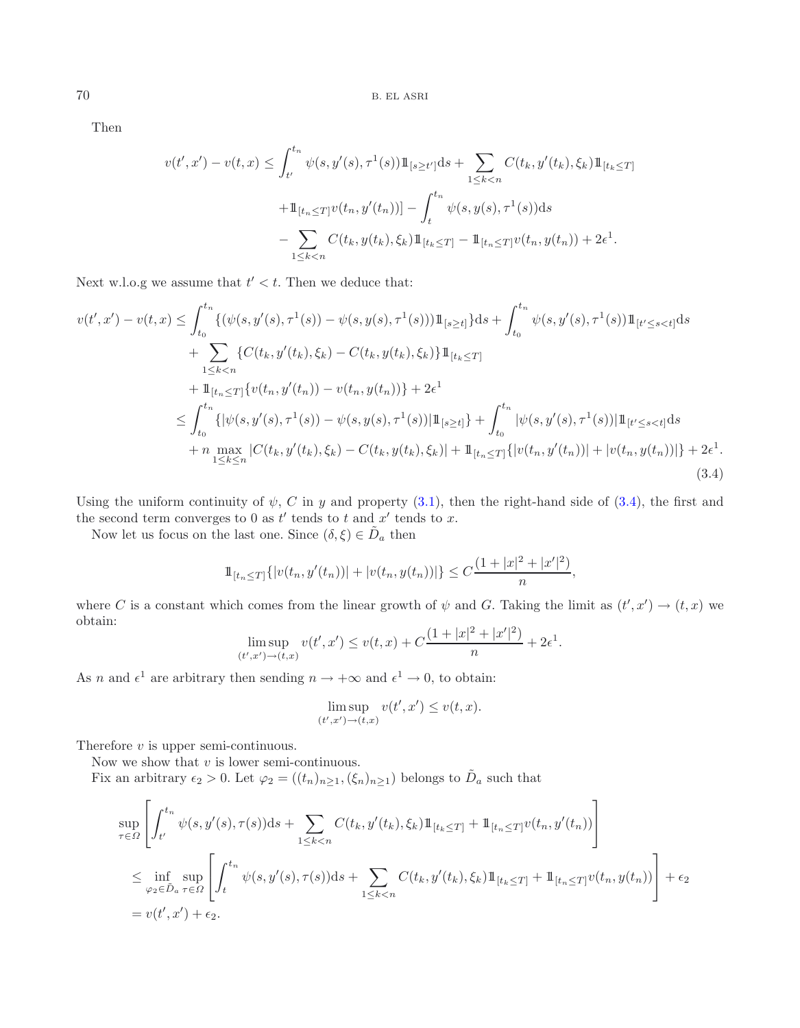Then

$$
\begin{aligned}
v(t',x') - v(t,x) \leq & \int_{t'}^{t_n} \psi(s, y'(s), \tau^1(s)) \mathbb{1}_{[s \geq t']} \mathrm{d}s + \sum_{1 \leq k < n} C(t_k, y'(t_k), \xi_k) \mathbb{1}_{[t_k \leq T]} \\
& + \mathbb{1}_{[t_n \leq T]} v(t_n, y'(t_n))] - \int_t^{t_n} \psi(s, y(s), \tau^1(s)) \mathrm{d}s \\
& - \sum_{1 \leq k < n} C(t_k, y(t_k), \xi_k) \mathbb{1}_{[t_k \leq T]} - \mathbb{1}_{[t_n \leq T]} v(t_n, y(t_n)) + 2\epsilon^1.
\end{aligned}
$$

Next w.l.o.g we assume that $t' < t$. Then we deduce that:

$$
\begin{aligned}
v(t',x') - v(t,x) \leq & \int_{t_0}^{t_n} \{ (\psi(s, y'(s), \tau^1(s)) - \psi(s, y(s), \tau^1(s))) \mathbb{1}_{[s \geq t]} \} \mathrm{d}s + \int_{t_0}^{t_n} \psi(s, y'(s), \tau^1(s)) \mathbb{1}_{[t' \leq s < t]} \mathrm{d}s \\
& + \sum_{1 \leq k < n} \{ C(t_k, y'(t_k), \xi_k) - C(t_k, y(t_k), \xi_k) \} \mathbb{1}_{[t_k \leq T]} \\
& + \mathbb{1}_{[t_n \leq T]} \{ v(t_n, y'(t_n)) - v(t_n, y(t_n)) \} + 2\epsilon^1 \\
\leq & \int_{t_0}^{t_n} \{ |\psi(s, y'(s), \tau^1(s)) - \psi(s, y(s), \tau^1(s))| \mathbb{1}_{[s \geq t]} \} + \int_{t_0}^{t_n} |\psi(s, y'(s), \tau^1(s))| \mathbb{1}_{[t' \leq s < t]} \mathrm{d}s \\
& + n \max_{1 \leq k \leq n} |C(t_k, y'(t_k), \xi_k) - C(t_k, y(t_k), \xi_k)| + \mathbb{1}_{[t_n \leq T]} \{ |v(t_n, y'(t_n))| + |v(t_n, y(t_n))| \} + 2\epsilon^1.
\end{aligned}
\tag{3.4}
$$

Using the uniform continuity of $\psi$, $C$ in $y$ and property (3.1), then the right-hand side of (3.4), the first and the second term converges to 0 as $t'$ tends to $t$ and $x'$ tends to $x$.

Now let us focus on the last one. Since $(\delta, \xi) \in \tilde{D}_a$ then

$$
\mathbb{1}_{[t_n \leq T]} \{ |v(t_n, y'(t_n))| + |v(t_n, y(t_n))| \} \leq C \frac{(1 + |x|^2 + |x'|^2)}{n},
$$

where $C$ is a constant which comes from the linear growth of $\psi$ and $G$. Taking the limit as $(t', x') \to (t, x)$ we obtain:

$$
\limsup_{(t',x') \to (t,x)} v(t', x') \leq v(t,x) + C \frac{(1 + |x|^2 + |x'|^2)}{n} + 2\epsilon^1.
$$

As $n$ and $\epsilon^1$ are arbitrary then sending $n \to +\infty$ and $\epsilon^1 \to 0$, to obtain:

$$
\limsup_{(t',x') \to (t,x)} v(t', x') \leq v(t,x).
$$

Therefore $v$ is upper semi-continuous.

Now we show that $v$ is lower semi-continuous.

Fix an arbitrary $\epsilon_2 > 0$. Let $\varphi_2 = ((t_n)_{n \geq 1}, (\xi_n)_{n \geq 1})$ belongs to $\tilde{D}_a$ such that

$$
\begin{aligned}
& \sup_{\tau \in \Omega} \left[ \int_{t'}^{t_n} \psi(s, y'(s), \tau(s)) \mathrm{d}s + \sum_{1 \leq k < n} C(t_k, y'(t_k), \xi_k) \mathbb{1}_{[t_k \leq T]} + \mathbb{1}_{[t_n \leq T]} v(t_n, y'(t_n)) \right] \\
& \leq \inf_{\varphi_2 \in \tilde{D}_a} \sup_{\tau \in \Omega} \left[ \int_t^{t_n} \psi(s, y'(s), \tau(s)) \mathrm{d}s + \sum_{1 \leq k < n} C(t_k, y'(t_k), \xi_k) \mathbb{1}_{[t_k \leq T]} + \mathbb{1}_{[t_n \leq T]} v(t_n, y(t_n)) \right] + \epsilon_2 \\
& = v(t', x') + \epsilon_2.
\end{aligned}
$$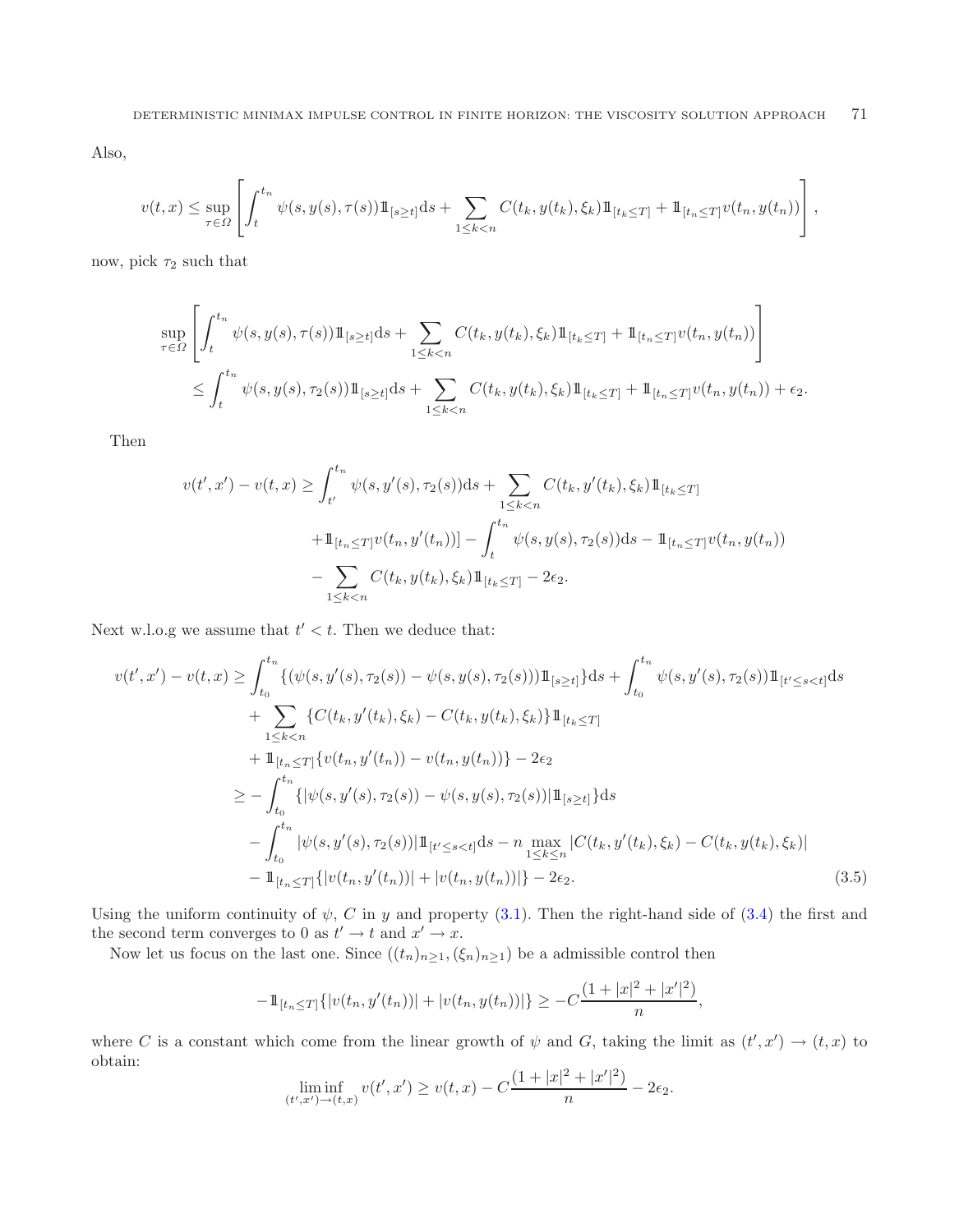Also,

$$v(t,x) \leq \sup_{\tau \in \Omega} \left[ \int_t^{t_n} \psi(s, y(s), \tau(s)) \mathbb{1}_{[s \geq t]} \mathrm{d}s + \sum_{1 \leq k < n} C(t_k, y(t_k), \xi_k) \mathbb{1}_{[t_k \leq T]} + \mathbb{1}_{[t_n \leq T]} v(t_n, y(t_n)) \right],$$

now, pick $\tau_2$ such that

$$\begin{aligned}
\sup_{\tau \in \Omega} & \left[ \int_t^{t_n} \psi(s, y(s), \tau(s)) \mathbb{1}_{[s \geq t]} \mathrm{d}s + \sum_{1 \leq k < n} C(t_k, y(t_k), \xi_k) \mathbb{1}_{[t_k \leq T]} + \mathbb{1}_{[t_n \leq T]} v(t_n, y(t_n)) \right] \\
& \leq \int_t^{t_n} \psi(s, y(s), \tau_2(s)) \mathbb{1}_{[s \geq t]} \mathrm{d}s + \sum_{1 \leq k < n} C(t_k, y(t_k), \xi_k) \mathbb{1}_{[t_k \leq T]} + \mathbb{1}_{[t_n \leq T]} v(t_n, y(t_n)) + \epsilon_2.
\end{aligned}$$

Then

$$\begin{aligned}
v(t', x') - v(t,x) \geq & \int_{t'}^{t_n} \psi(s, y'(s), \tau_2(s)) \mathrm{d}s + \sum_{1 \leq k < n} C(t_k, y'(t_k), \xi_k) \mathbb{1}_{[t_k \leq T]} \\
& + \mathbb{1}_{[t_n \leq T]} v(t_n, y'(t_n))] - \int_t^{t_n} \psi(s, y(s), \tau_2(s)) \mathrm{d}s - \mathbb{1}_{[t_n \leq T]} v(t_n, y(t_n)) \\
& - \sum_{1 \leq k < n} C(t_k, y(t_k), \xi_k) \mathbb{1}_{[t_k \leq T]} - 2\epsilon_2.
\end{aligned}$$

Next w.l.o.g we assume that $t' < t$. Then we deduce that:

$$\begin{aligned}
v(t', x') - v(t,x) \geq & \int_{t_0}^{t_n} \{ (\psi(s, y'(s), \tau_2(s)) - \psi(s, y(s), \tau_2(s))) \mathbb{1}_{[s \geq t]} \} \mathrm{d}s + \int_{t_0}^{t_n} \psi(s, y'(s), \tau_2(s)) \mathbb{1}_{[t' \leq s < t]} \mathrm{d}s \\
& + \sum_{1 \leq k < n} \{ C(t_k, y'(t_k), \xi_k) - C(t_k, y(t_k), \xi_k) \} \mathbb{1}_{[t_k \leq T]} \\
& + \mathbb{1}_{[t_n \leq T]} \{ v(t_n, y'(t_n)) - v(t_n, y(t_n)) \} - 2\epsilon_2 \\
\geq & - \int_{t_0}^{t_n} \{ |\psi(s, y'(s), \tau_2(s)) - \psi(s, y(s), \tau_2(s))| \mathbb{1}_{[s \geq t]} \} \mathrm{d}s \\
& - \int_{t_0}^{t_n} |\psi(s, y'(s), \tau_2(s))| \mathbb{1}_{[t' \leq s < t]} \mathrm{d}s - n \max_{1 \leq k \leq n} |C(t_k, y'(t_k), \xi_k) - C(t_k, y(t_k), \xi_k)| \\
& - \mathbb{1}_{[t_n \leq T]} \{ |v(t_n, y'(t_n))| + |v(t_n, y(t_n))| \} - 2\epsilon_2.
\end{aligned} \tag{3.5}$$

Using the uniform continuity of $\psi$, $C$ in $y$ and property (3.1). Then the right-hand side of (3.4) the first and the second term converges to 0 as $t' \to t$ and $x' \to x$.

Now let us focus on the last one. Since $((t_n)_{n \geq 1}, (\xi_n)_{n \geq 1})$ be a admissible control then

$$-\mathbb{1}_{[t_n \leq T]} \{ |v(t_n, y'(t_n))| + |v(t_n, y(t_n))| \} \geq -C \frac{(1 + |x|^2 + |x'|^2)}{n},$$

where $C$ is a constant which come from the linear growth of $\psi$ and $G$, taking the limit as $(t', x') \to (t, x)$ to obtain:

$$\liminf_{(t',x') \to (t,x)} v(t', x') \geq v(t,x) - C \frac{(1 + |x|^2 + |x'|^2)}{n} - 2\epsilon_2.$$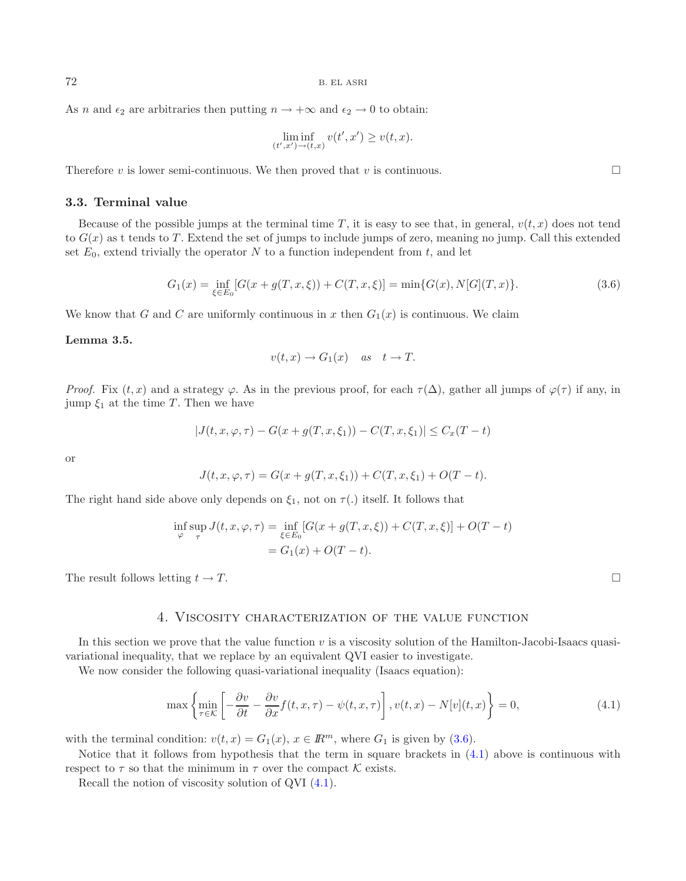As $n$ and $\epsilon_2$ are arbitraries then putting $n \to +\infty$ and $\epsilon_2 \to 0$ to obtain:

$$\liminf_{(t',x')\to(t,x)} v(t',x') \geq v(t,x).$$

Therefore $v$ is lower semi-continuous. We then proved that $v$ is continuous. □

### 3.3. Terminal value

Because of the possible jumps at the terminal time $T$, it is easy to see that, in general, $v(t,x)$ does not tend to $G(x)$ as t tends to $T$. Extend the set of jumps to include jumps of zero, meaning no jump. Call this extended set $E_0$, extend trivially the operator $N$ to a function independent from $t$, and let

$$G_1(x) = \inf_{\xi \in E_0} [G(x + g(T,x,\xi)) + C(T,x,\xi)] = \min\{G(x), N[G](T,x)\}. \tag{3.6}$$

We know that $G$ and $C$ are uniformly continuous in $x$ then $G_1(x)$ is continuous. We claim

**Lemma 3.5.**

$$v(t,x) \to G_1(x) \quad as \quad t \to T.$$

*Proof.* Fix $(t,x)$ and a strategy $\varphi$. As in the previous proof, for each $\tau(\Delta)$, gather all jumps of $\varphi(\tau)$ if any, in jump $\xi_1$ at the time $T$. Then we have

$$|J(t,x,\varphi,\tau) - G(x + g(T,x,\xi_1)) - C(T,x,\xi_1)| \leq C_x(T-t)$$

or

$$J(t,x,\varphi,\tau) = G(x + g(T,x,\xi_1)) + C(T,x,\xi_1) + O(T-t).$$

The right hand side above only depends on $\xi_1$, not on $\tau(.)$ itself. It follows that

$$\begin{aligned}
\inf_{\varphi} \sup_{\tau} J(t,x,\varphi,\tau) &= \inf_{\xi \in E_0} [G(x + g(T,x,\xi)) + C(T,x,\xi)] + O(T-t) \\
&= G_1(x) + O(T-t).
\end{aligned}$$

The result follows letting $t \to T$. □

## 4. Viscosity characterization of the value function

In this section we prove that the value function $v$ is a viscosity solution of the Hamilton-Jacobi-Isaacs quasi-variational inequality, that we replace by an equivalent QVI easier to investigate.

We now consider the following quasi-variational inequality (Isaacs equation):

$$\max\left\{\min_{\tau \in \mathcal{K}}\left[-\frac{\partial v}{\partial t} - \frac{\partial v}{\partial x} f(t,x,\tau) - \psi(t,x,\tau)\right], v(t,x) - N[v](t,x)\right\} = 0, \tag{4.1}$$

with the terminal condition: $v(t,x) = G_1(x)$, $x \in \mathbb{R}^m$, where $G_1$ is given by (3.6).

Notice that it follows from hypothesis that the term in square brackets in (4.1) above is continuous with respect to $\tau$ so that the minimum in $\tau$ over the compact $\mathcal{K}$ exists.

Recall the notion of viscosity solution of QVI (4.1).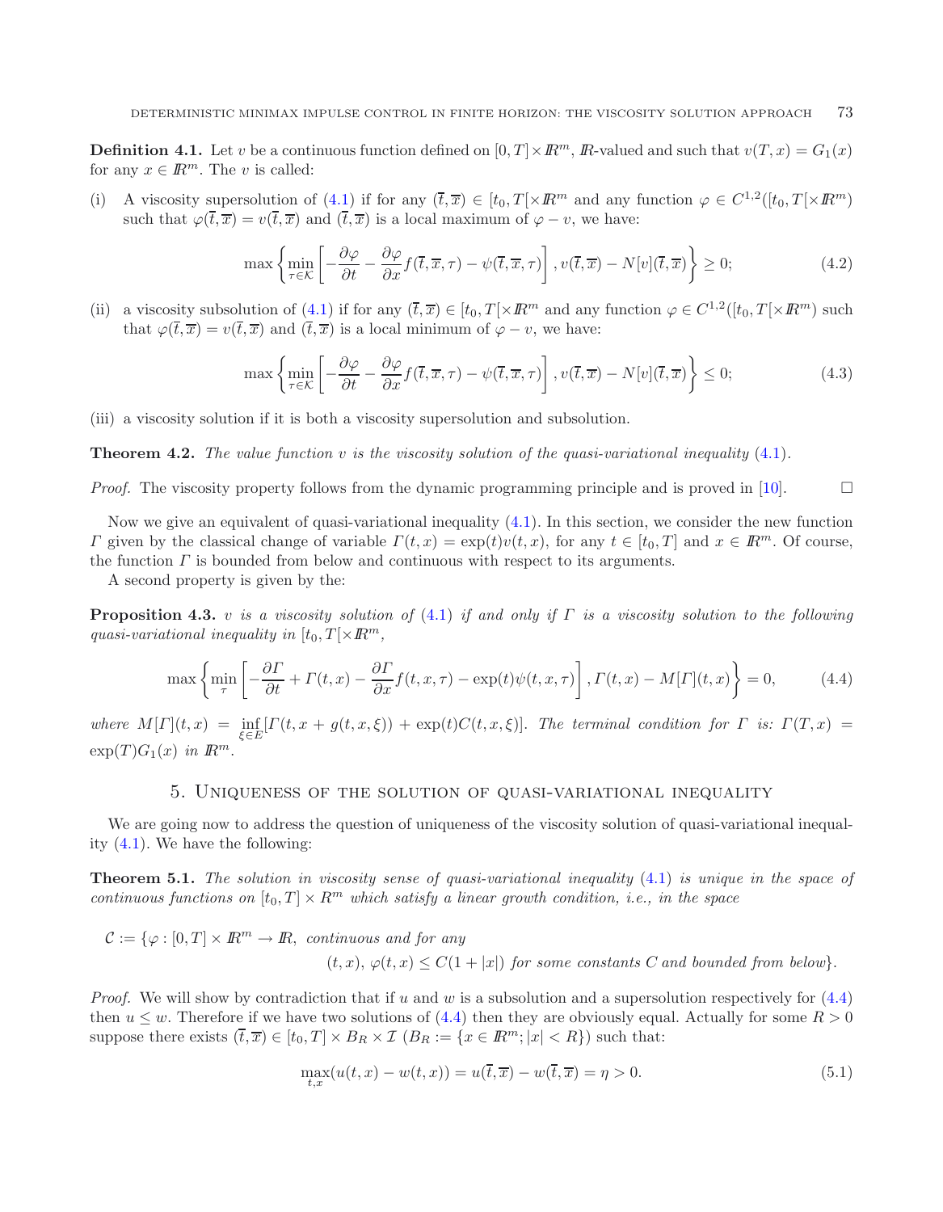**Definition 4.1.** Let $v$ be a continuous function defined on $[0,T]\times I\!R^m$, $I\!R$-valued and such that $v(T,x) = G_1(x)$ for any $x \in I\!R^m$. The $v$ is called:

(i) A viscosity supersolution of (4.1) if for any $(\bar{t},\bar{x}) \in [t_0, T[\times I\!R^m$ and any function $\varphi \in C^{1,2}([t_0,T[\times I\!R^m)$ such that $\varphi(\bar{t},\bar{x}) = v(\bar{t},\bar{x})$ and $(\bar{t},\bar{x})$ is a local maximum of $\varphi - v$, we have:

$$\max\left\{\min_{\tau\in\mathcal{K}}\left[-\frac{\partial\varphi}{\partial t} - \frac{\partial\varphi}{\partial x}f(\bar{t},\bar{x},\tau) - \psi(\bar{t},\bar{x},\tau)\right], v(\bar{t},\bar{x}) - N[v](\bar{t},\bar{x})\right\} \geq 0; \tag{4.2}$$

(ii) a viscosity subsolution of (4.1) if for any $(\bar{t},\bar{x}) \in [t_0, T[\times I\!R^m$ and any function $\varphi \in C^{1,2}([t_0,T[\times I\!R^m)$ such that $\varphi(\bar{t},\bar{x}) = v(\bar{t},\bar{x})$ and $(\bar{t},\bar{x})$ is a local minimum of $\varphi - v$, we have:

$$\max\left\{\min_{\tau\in\mathcal{K}}\left[-\frac{\partial\varphi}{\partial t} - \frac{\partial\varphi}{\partial x}f(\bar{t},\bar{x},\tau) - \psi(\bar{t},\bar{x},\tau)\right], v(\bar{t},\bar{x}) - N[v](\bar{t},\bar{x})\right\} \leq 0; \tag{4.3}$$

(iii) a viscosity solution if it is both a viscosity supersolution and subsolution.

**Theorem 4.2.** *The value function $v$ is the viscosity solution of the quasi-variational inequality (4.1).*

*Proof.* The viscosity property follows from the dynamic programming principle and is proved in [10]. □

Now we give an equivalent of quasi-variational inequality (4.1). In this section, we consider the new function $\Gamma$ given by the classical change of variable $\Gamma(t,x) = \exp(t)v(t,x)$, for any $t \in [t_0,T]$ and $x \in I\!R^m$. Of course, the function $\Gamma$ is bounded from below and continuous with respect to its arguments.

A second property is given by the:

**Proposition 4.3.** *$v$ is a viscosity solution of (4.1) if and only if $\Gamma$ is a viscosity solution to the following quasi-variational inequality in $[t_0,T[\times I\!R^m$,*

$$\max\left\{\min_{\tau}\left[-\frac{\partial\Gamma}{\partial t} + \Gamma(t,x) - \frac{\partial\Gamma}{\partial x}f(t,x,\tau) - \exp(t)\psi(t,x,\tau)\right], \Gamma(t,x) - M[\Gamma](t,x)\right\} = 0, \tag{4.4}$$

*where $M[\Gamma](t,x) = \inf_{\xi\in E}[\Gamma(t,x+g(t,x,\xi)) + \exp(t)C(t,x,\xi)]$. The terminal condition for $\Gamma$ is: $\Gamma(T,x) = \exp(T)G_1(x)$ in $I\!R^m$.*

## 5. Uniqueness of the solution of quasi-variational inequality

We are going now to address the question of uniqueness of the viscosity solution of quasi-variational inequality (4.1). We have the following:

**Theorem 5.1.** *The solution in viscosity sense of quasi-variational inequality (4.1) is unique in the space of continuous functions on $[t_0,T]\times R^m$ which satisfy a linear growth condition, i.e., in the space*

$\mathcal{C} := \{\varphi : [0,T]\times I\!R^m \to I\!R,$ *continuous and for any*
$(t,x)$, $\varphi(t,x) \leq C(1+|x|)$ *for some constants $C$ and bounded from below*$\}$.

*Proof.* We will show by contradiction that if $u$ and $w$ is a subsolution and a supersolution respectively for (4.4) then $u \leq w$. Therefore if we have two solutions of (4.4) then they are obviously equal. Actually for some $R > 0$ suppose there exists $(\bar{t},\bar{x}) \in [t_0,T]\times B_R \times \mathcal{I}$ ($B_R := \{x \in I\!R^m; |x| < R\}$) such that:

$$\max_{t,x}(u(t,x) - w(t,x)) = u(\bar{t},\bar{x}) - w(\bar{t},\bar{x}) = \eta > 0. \tag{5.1}$$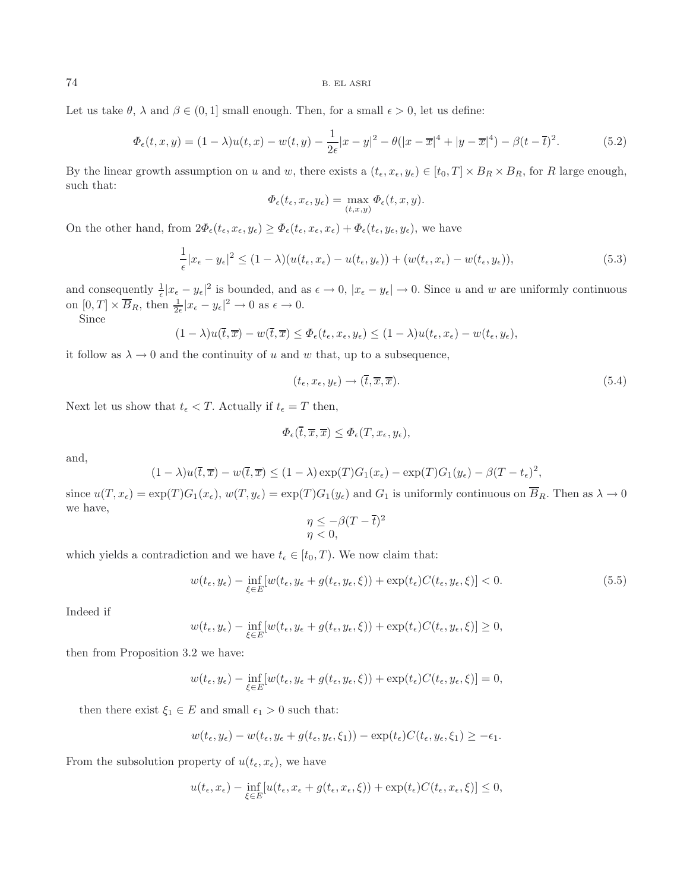Let us take $\theta$, $\lambda$ and $\beta \in (0, 1]$ small enough. Then, for a small $\epsilon > 0$, let us define:

$$\Phi_\epsilon(t, x, y) = (1 - \lambda)u(t, x) - w(t, y) - \frac{1}{2\epsilon}|x - y|^2 - \theta(|x - \overline{x}|^4 + |y - \overline{x}|^4) - \beta(t - \overline{t})^2. \tag{5.2}$$

By the linear growth assumption on $u$ and $w$, there exists a $(t_\epsilon, x_\epsilon, y_\epsilon) \in [t_0, T] \times B_R \times B_R$, for $R$ large enough, such that:

$$\Phi_\epsilon(t_\epsilon, x_\epsilon, y_\epsilon) = \max_{(t,x,y)} \Phi_\epsilon(t, x, y).$$

On the other hand, from $2\Phi_\epsilon(t_\epsilon, x_\epsilon, y_\epsilon) \geq \Phi_\epsilon(t_\epsilon, x_\epsilon, x_\epsilon) + \Phi_\epsilon(t_\epsilon, y_\epsilon, y_\epsilon)$, we have

$$\frac{1}{\epsilon}|x_\epsilon - y_\epsilon|^2 \leq (1 - \lambda)(u(t_\epsilon, x_\epsilon) - u(t_\epsilon, y_\epsilon)) + (w(t_\epsilon, x_\epsilon) - w(t_\epsilon, y_\epsilon)), \tag{5.3}$$

and consequently $\frac{1}{\epsilon}|x_\epsilon - y_\epsilon|^2$ is bounded, and as $\epsilon \to 0$, $|x_\epsilon - y_\epsilon| \to 0$. Since $u$ and $w$ are uniformly continuous on $[0, T] \times \overline{B}_R$, then $\frac{1}{2\epsilon}|x_\epsilon - y_\epsilon|^2 \to 0$ as $\epsilon \to 0$.

Since

$$(1 - \lambda)u(\overline{t}, \overline{x}) - w(\overline{t}, \overline{x}) \leq \Phi_\epsilon(t_\epsilon, x_\epsilon, y_\epsilon) \leq (1 - \lambda)u(t_\epsilon, x_\epsilon) - w(t_\epsilon, y_\epsilon),$$

it follow as $\lambda \to 0$ and the continuity of $u$ and $w$ that, up to a subsequence,

$$(t_\epsilon, x_\epsilon, y_\epsilon) \to (\overline{t}, \overline{x}, \overline{x}). \tag{5.4}$$

Next let us show that $t_\epsilon < T$. Actually if $t_\epsilon = T$ then,

$$\Phi_\epsilon(\overline{t}, \overline{x}, \overline{x}) \leq \Phi_\epsilon(T, x_\epsilon, y_\epsilon),$$

and,

$$(1 - \lambda)u(\overline{t}, \overline{x}) - w(\overline{t}, \overline{x}) \leq (1 - \lambda)\exp(T)G_1(x_\epsilon) - \exp(T)G_1(y_\epsilon) - \beta(T - t_\epsilon)^2,$$

since $u(T, x_\epsilon) = \exp(T)G_1(x_\epsilon)$, $w(T, y_\epsilon) = \exp(T)G_1(y_\epsilon)$ and $G_1$ is uniformly continuous on $\overline{B}_R$. Then as $\lambda \to 0$ we have,

$$\eta \leq -\beta(T - \overline{t})^2$$
$$\eta < 0,$$

which yields a contradiction and we have $t_\epsilon \in [t_0, T)$. We now claim that:

$$w(t_\epsilon, y_\epsilon) - \inf_{\xi \in E}[w(t_\epsilon, y_\epsilon + g(t_\epsilon, y_\epsilon, \xi)) + \exp(t_\epsilon)C(t_\epsilon, y_\epsilon, \xi)] < 0. \tag{5.5}$$

Indeed if

$$w(t_\epsilon, y_\epsilon) - \inf_{\xi \in E}[w(t_\epsilon, y_\epsilon + g(t_\epsilon, y_\epsilon, \xi)) + \exp(t_\epsilon)C(t_\epsilon, y_\epsilon, \xi)] \geq 0,$$

then from Proposition 3.2 we have:

$$w(t_\epsilon, y_\epsilon) - \inf_{\xi \in E}[w(t_\epsilon, y_\epsilon + g(t_\epsilon, y_\epsilon, \xi)) + \exp(t_\epsilon)C(t_\epsilon, y_\epsilon, \xi)] = 0,$$

then there exist $\xi_1 \in E$ and small $\epsilon_1 > 0$ such that:

$$w(t_\epsilon, y_\epsilon) - w(t_\epsilon, y_\epsilon + g(t_\epsilon, y_\epsilon, \xi_1)) - \exp(t_\epsilon)C(t_\epsilon, y_\epsilon, \xi_1) \geq -\epsilon_1.$$

From the subsolution property of $u(t_\epsilon, x_\epsilon)$, we have

$$u(t_\epsilon, x_\epsilon) - \inf_{\xi \in E}[u(t_\epsilon, x_\epsilon + g(t_\epsilon, x_\epsilon, \xi)) + \exp(t_\epsilon)C(t_\epsilon, x_\epsilon, \xi)] \leq 0,$$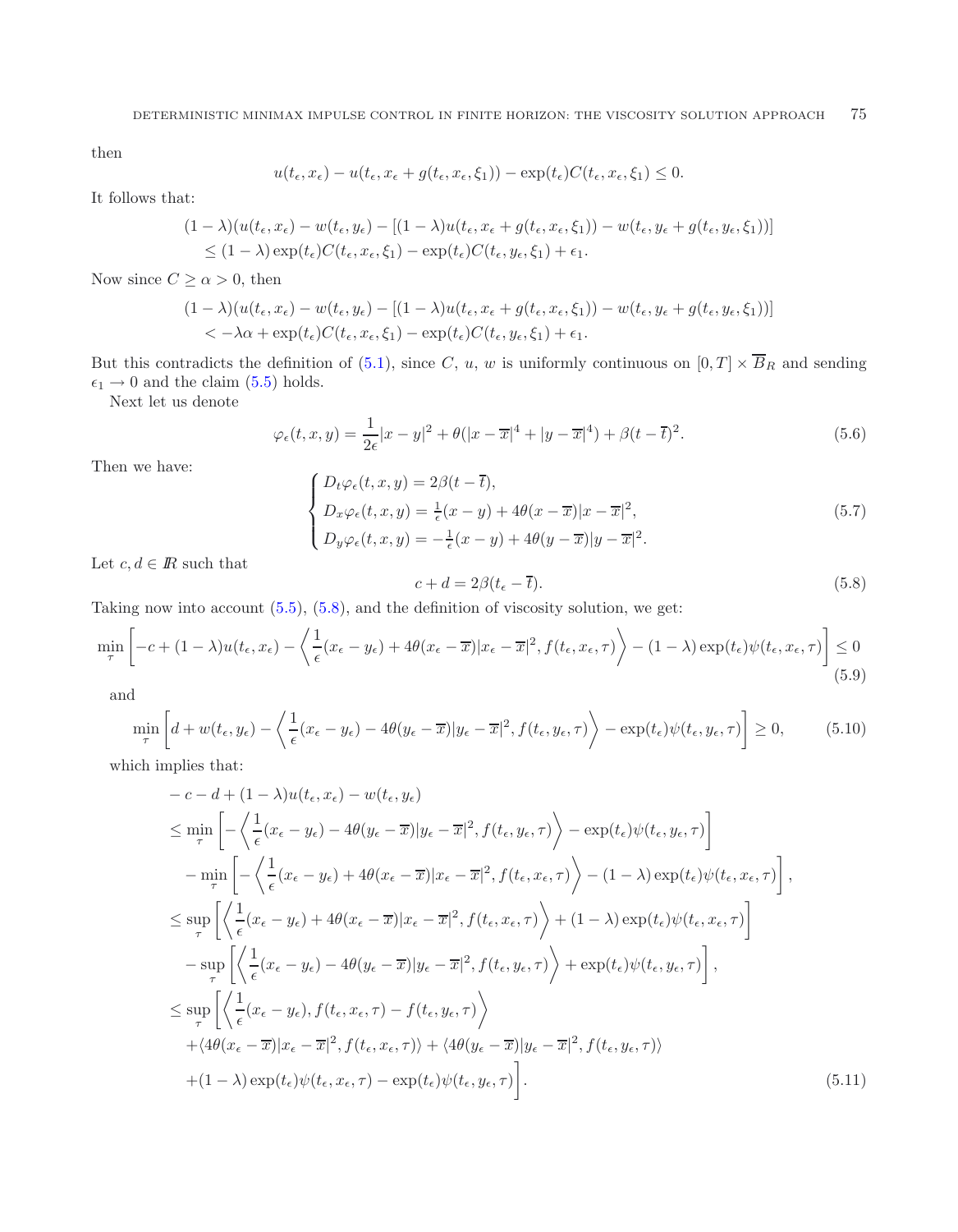then

$$u(t_\epsilon, x_\epsilon) - u(t_\epsilon, x_\epsilon + g(t_\epsilon, x_\epsilon, \xi_1)) - \exp(t_\epsilon) C(t_\epsilon, x_\epsilon, \xi_1) \leq 0.$$

It follows that:

$$\begin{aligned}
&(1-\lambda)(u(t_\epsilon, x_\epsilon) - w(t_\epsilon, y_\epsilon) - [(1-\lambda)u(t_\epsilon, x_\epsilon + g(t_\epsilon, x_\epsilon, \xi_1)) - w(t_\epsilon, y_\epsilon + g(t_\epsilon, y_\epsilon, \xi_1))] \\
&\quad \leq (1-\lambda)\exp(t_\epsilon) C(t_\epsilon, x_\epsilon, \xi_1) - \exp(t_\epsilon) C(t_\epsilon, y_\epsilon, \xi_1) + \epsilon_1.
\end{aligned}$$

Now since $C \geq \alpha > 0$, then

$$\begin{aligned}
&(1-\lambda)(u(t_\epsilon, x_\epsilon) - w(t_\epsilon, y_\epsilon) - [(1-\lambda)u(t_\epsilon, x_\epsilon + g(t_\epsilon, x_\epsilon, \xi_1)) - w(t_\epsilon, y_\epsilon + g(t_\epsilon, y_\epsilon, \xi_1))] \\
&\quad < -\lambda\alpha + \exp(t_\epsilon) C(t_\epsilon, x_\epsilon, \xi_1) - \exp(t_\epsilon) C(t_\epsilon, y_\epsilon, \xi_1) + \epsilon_1.
\end{aligned}$$

But this contradicts the definition of (5.1), since $C$, $u$, $w$ is uniformly continuous on $[0,T] \times \overline{B}_R$ and sending $\epsilon_1 \to 0$ and the claim (5.5) holds.

Next let us denote

$$\varphi_\epsilon(t,x,y) = \frac{1}{2\epsilon}|x-y|^2 + \theta(|x-\overline{x}|^4 + |y-\overline{x}|^4) + \beta(t-\overline{t})^2. \tag{5.6}$$

Then we have:

$$\begin{cases}
D_t\varphi_\epsilon(t,x,y) = 2\beta(t-\overline{t}), \\
D_x\varphi_\epsilon(t,x,y) = \frac{1}{\epsilon}(x-y) + 4\theta(x-\overline{x})|x-\overline{x}|^2, \\
D_y\varphi_\epsilon(t,x,y) = -\frac{1}{\epsilon}(x-y) + 4\theta(y-\overline{x})|y-\overline{x}|^2.
\end{cases} \tag{5.7}$$

Let $c, d \in I\!R$ such that

$$c + d = 2\beta(t_\epsilon - \overline{t}). \tag{5.8}$$

Taking now into account (5.5), (5.8), and the definition of viscosity solution, we get:

$$\min_\tau \left[ -c + (1-\lambda)u(t_\epsilon, x_\epsilon) - \left\langle \frac{1}{\epsilon}(x_\epsilon - y_\epsilon) + 4\theta(x_\epsilon - \overline{x})|x_\epsilon - \overline{x}|^2, f(t_\epsilon, x_\epsilon, \tau) \right\rangle - (1-\lambda)\exp(t_\epsilon)\psi(t_\epsilon, x_\epsilon, \tau) \right] \leq 0 \tag{5.9}$$

and

$$\min_\tau \left[ d + w(t_\epsilon, y_\epsilon) - \left\langle \frac{1}{\epsilon}(x_\epsilon - y_\epsilon) - 4\theta(y_\epsilon - \overline{x})|y_\epsilon - \overline{x}|^2, f(t_\epsilon, y_\epsilon, \tau) \right\rangle - \exp(t_\epsilon)\psi(t_\epsilon, y_\epsilon, \tau) \right] \geq 0, \tag{5.10}$$

which implies that:

$$\begin{aligned}
&-c - d + (1-\lambda)u(t_\epsilon, x_\epsilon) - w(t_\epsilon, y_\epsilon) \\
&\leq \min_\tau \left[ -\left\langle \frac{1}{\epsilon}(x_\epsilon - y_\epsilon) - 4\theta(y_\epsilon - \overline{x})|y_\epsilon - \overline{x}|^2, f(t_\epsilon, y_\epsilon, \tau) \right\rangle - \exp(t_\epsilon)\psi(t_\epsilon, y_\epsilon, \tau) \right] \\
&\quad - \min_\tau \left[ -\left\langle \frac{1}{\epsilon}(x_\epsilon - y_\epsilon) + 4\theta(x_\epsilon - \overline{x})|x_\epsilon - \overline{x}|^2, f(t_\epsilon, x_\epsilon, \tau) \right\rangle - (1-\lambda)\exp(t_\epsilon)\psi(t_\epsilon, x_\epsilon, \tau) \right], \\
&\leq \sup_\tau \left[ \left\langle \frac{1}{\epsilon}(x_\epsilon - y_\epsilon) + 4\theta(x_\epsilon - \overline{x})|x_\epsilon - \overline{x}|^2, f(t_\epsilon, x_\epsilon, \tau) \right\rangle + (1-\lambda)\exp(t_\epsilon)\psi(t_\epsilon, x_\epsilon, \tau) \right] \\
&\quad - \sup_\tau \left[ \left\langle \frac{1}{\epsilon}(x_\epsilon - y_\epsilon) - 4\theta(y_\epsilon - \overline{x})|y_\epsilon - \overline{x}|^2, f(t_\epsilon, y_\epsilon, \tau) \right\rangle + \exp(t_\epsilon)\psi(t_\epsilon, y_\epsilon, \tau) \right], \\
&\leq \sup_\tau \left[ \left\langle \frac{1}{\epsilon}(x_\epsilon - y_\epsilon), f(t_\epsilon, x_\epsilon, \tau) - f(t_\epsilon, y_\epsilon, \tau) \right\rangle \right. \\
&\quad + \langle 4\theta(x_\epsilon - \overline{x})|x_\epsilon - \overline{x}|^2, f(t_\epsilon, x_\epsilon, \tau) \rangle + \langle 4\theta(y_\epsilon - \overline{x})|y_\epsilon - \overline{x}|^2, f(t_\epsilon, y_\epsilon, \tau) \rangle \\
&\quad \left. + (1-\lambda)\exp(t_\epsilon)\psi(t_\epsilon, x_\epsilon, \tau) - \exp(t_\epsilon)\psi(t_\epsilon, y_\epsilon, \tau) \right].
\end{aligned} \tag{5.11}$$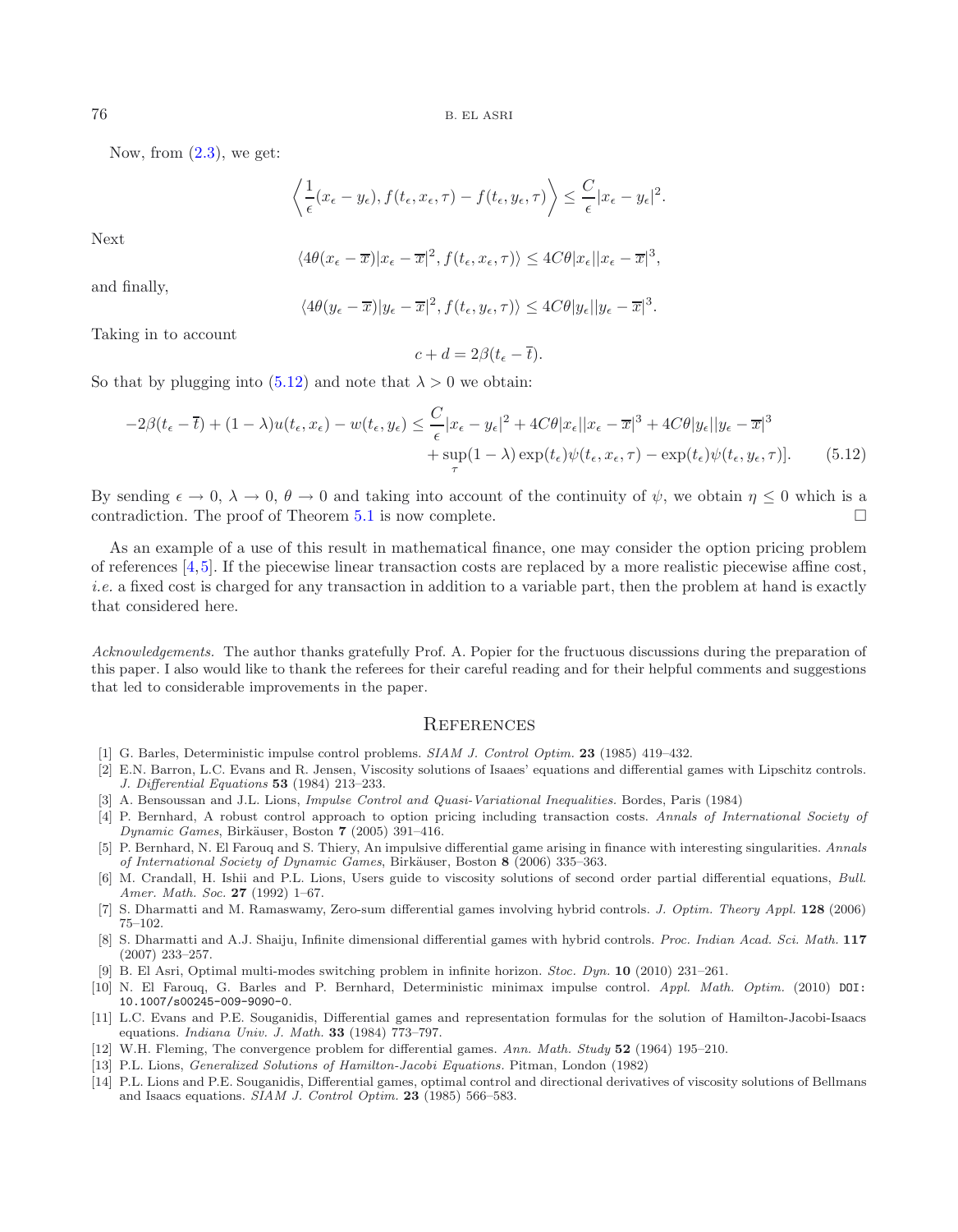Now, from (2.3), we get:

$$\left\langle \frac{1}{\epsilon}(x_\epsilon - y_\epsilon), f(t_\epsilon, x_\epsilon, \tau) - f(t_\epsilon, y_\epsilon, \tau) \right\rangle \leq \frac{C}{\epsilon}|x_\epsilon - y_\epsilon|^2.$$

Next

$$\langle 4\theta(x_\epsilon - \overline{x})|x_\epsilon - \overline{x}|^2, f(t_\epsilon, x_\epsilon, \tau)\rangle \leq 4C\theta|x_\epsilon||x_\epsilon - \overline{x}|^3,$$

and finally,

$$\langle 4\theta(y_\epsilon - \overline{x})|y_\epsilon - \overline{x}|^2, f(t_\epsilon, y_\epsilon, \tau)\rangle \leq 4C\theta|y_\epsilon||y_\epsilon - \overline{x}|^3.$$

Taking in to account

$$c + d = 2\beta(t_\epsilon - \overline{t}).$$

So that by plugging into (5.12) and note that $\lambda > 0$ we obtain:

$$\begin{aligned} -2\beta(t_\epsilon - \overline{t}) + (1-\lambda)u(t_\epsilon, x_\epsilon) - w(t_\epsilon, y_\epsilon) \leq \frac{C}{\epsilon}|x_\epsilon - y_\epsilon|^2 + 4C\theta|x_\epsilon||x_\epsilon - \overline{x}|^3 + 4C\theta|y_\epsilon||y_\epsilon - \overline{x}|^3 \\ + \sup_\tau (1-\lambda)\exp(t_\epsilon)\psi(t_\epsilon, x_\epsilon, \tau) - \exp(t_\epsilon)\psi(t_\epsilon, y_\epsilon, \tau)]. \qquad (5.12) \end{aligned}$$

By sending $\epsilon \to 0$, $\lambda \to 0$, $\theta \to 0$ and taking into account of the continuity of $\psi$, we obtain $\eta \leq 0$ which is a contradiction. The proof of Theorem 5.1 is now complete. □

As an example of a use of this result in mathematical finance, one may consider the option pricing problem of references [4,5]. If the piecewise linear transaction costs are replaced by a more realistic piecewise affine cost, *i.e.* a fixed cost is charged for any transaction in addition to a variable part, then the problem at hand is exactly that considered here.

*Acknowledgements.* The author thanks gratefully Prof. A. Popier for the fructuous discussions during the preparation of this paper. I also would like to thank the referees for their careful reading and for their helpful comments and suggestions that led to considerable improvements in the paper.

## References

[1] G. Barles, Deterministic impulse control problems. *SIAM J. Control Optim.* **23** (1985) 419–432.

[2] E.N. Barron, L.C. Evans and R. Jensen, Viscosity solutions of Isaaes' equations and differential games with Lipschitz controls. *J. Differential Equations* **53** (1984) 213–233.

[3] A. Bensoussan and J.L. Lions, *Impulse Control and Quasi-Variational Inequalities.* Bordes, Paris (1984)

[4] P. Bernhard, A robust control approach to option pricing including transaction costs. *Annals of International Society of Dynamic Games*, Birkäuser, Boston **7** (2005) 391–416.

[5] P. Bernhard, N. El Farouq and S. Thiery, An impulsive differential game arising in finance with interesting singularities. *Annals of International Society of Dynamic Games*, Birkäuser, Boston **8** (2006) 335–363.

[6] M. Crandall, H. Ishii and P.L. Lions, Users guide to viscosity solutions of second order partial differential equations, *Bull. Amer. Math. Soc.* **27** (1992) 1–67.

[7] S. Dharmatti and M. Ramaswamy, Zero-sum differential games involving hybrid controls. *J. Optim. Theory Appl.* **128** (2006) 75–102.

[8] S. Dharmatti and A.J. Shaiju, Infinite dimensional differential games with hybrid controls. *Proc. Indian Acad. Sci. Math.* **117** (2007) 233–257.

[9] B. El Asri, Optimal multi-modes switching problem in infinite horizon. *Stoc. Dyn.* **10** (2010) 231–261.

[10] N. El Farouq, G. Barles and P. Bernhard, Deterministic minimax impulse control. *Appl. Math. Optim.* (2010) DOI: 10.1007/s00245-009-9090-0.

[11] L.C. Evans and P.E. Souganidis, Differential games and representation formulas for the solution of Hamilton-Jacobi-Isaacs equations. *Indiana Univ. J. Math.* **33** (1984) 773–797.

[12] W.H. Fleming, The convergence problem for differential games. *Ann. Math. Study* **52** (1964) 195–210.

[13] P.L. Lions, *Generalized Solutions of Hamilton-Jacobi Equations.* Pitman, London (1982)

[14] P.L. Lions and P.E. Souganidis, Differential games, optimal control and directional derivatives of viscosity solutions of Bellmans and Isaacs equations. *SIAM J. Control Optim.* **23** (1985) 566–583.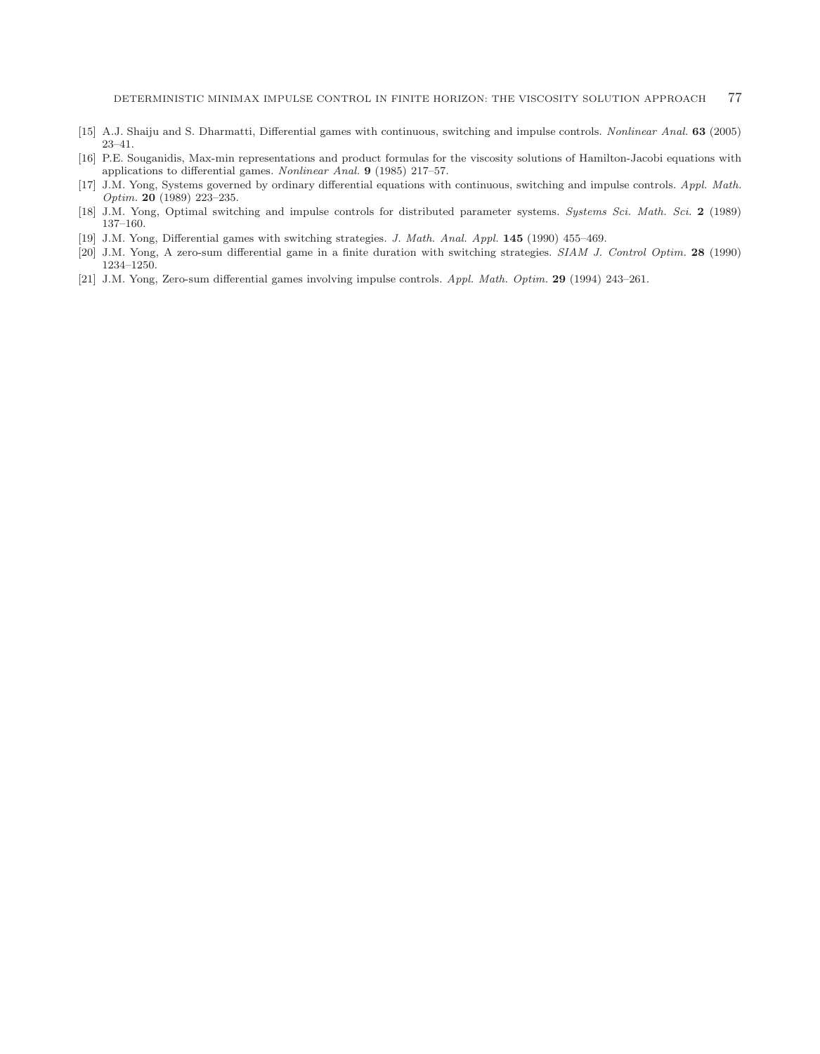[15] A.J. Shaiju and S. Dharmatti, Differential games with continuous, switching and impulse controls. *Nonlinear Anal.* **63** (2005) 23–41.

[16] P.E. Souganidis, Max-min representations and product formulas for the viscosity solutions of Hamilton-Jacobi equations with applications to differential games. *Nonlinear Anal.* **9** (1985) 217–57.

[17] J.M. Yong, Systems governed by ordinary differential equations with continuous, switching and impulse controls. *Appl. Math. Optim.* **20** (1989) 223–235.

[18] J.M. Yong, Optimal switching and impulse controls for distributed parameter systems. *Systems Sci. Math. Sci.* **2** (1989) 137–160.

[19] J.M. Yong, Differential games with switching strategies. *J. Math. Anal. Appl.* **145** (1990) 455–469.

[20] J.M. Yong, A zero-sum differential game in a finite duration with switching strategies. *SIAM J. Control Optim.* **28** (1990) 1234–1250.

[21] J.M. Yong, Zero-sum differential games involving impulse controls. *Appl. Math. Optim.* **29** (1994) 243–261.